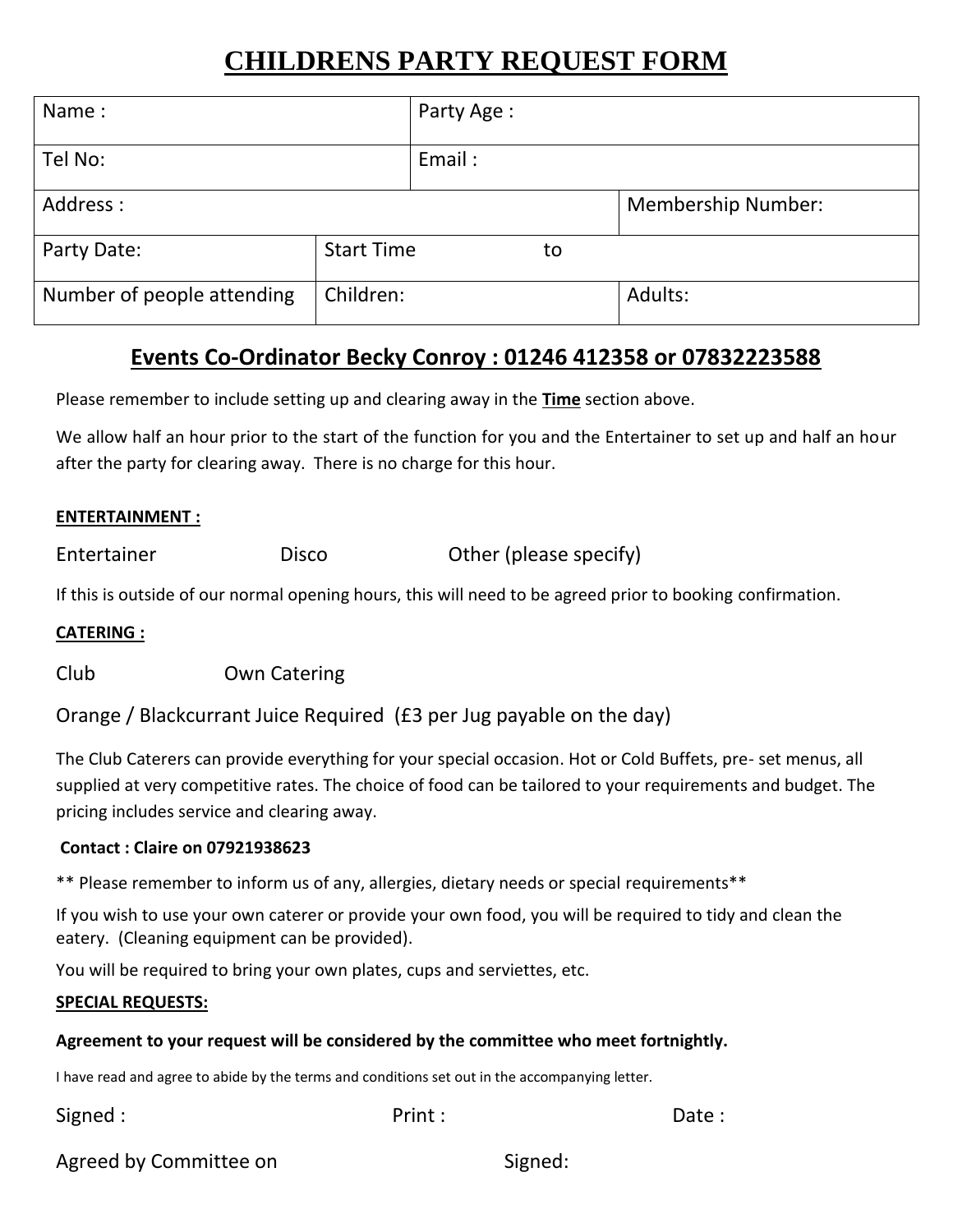# CHILDRENS PARTY REQUEST FORM

| Name : | | Party Age : | |
|---|---|---|---|
| Tel No: | | Email : | |
| Address : | | | Membership Number: |
| Party Date: | Start Time to | | |
| Number of people attending | Children: | | Adults: |

## Events Co-Ordinator Becky Conroy : 01246 412358 or 07832223588

Please remember to include setting up and clearing away in the **Time** section above.

We allow half an hour prior to the start of the function for you and the Entertainer to set up and half an hour after the party for clearing away. There is no charge for this hour.

**ENTERTAINMENT :**

Entertainer Disco Other (please specify)

If this is outside of our normal opening hours, this will need to be agreed prior to booking confirmation.

**CATERING :**

Club Own Catering

Orange / Blackcurrant Juice Required (£3 per Jug payable on the day)

The Club Caterers can provide everything for your special occasion. Hot or Cold Buffets, pre- set menus, all supplied at very competitive rates. The choice of food can be tailored to your requirements and budget. The pricing includes service and clearing away.

**Contact : Claire on 07921938623**

** Please remember to inform us of any, allergies, dietary needs or special requirements**

If you wish to use your own caterer or provide your own food, you will be required to tidy and clean the eatery. (Cleaning equipment can be provided).

You will be required to bring your own plates, cups and serviettes, etc.

**SPECIAL REQUESTS:**

**Agreement to your request will be considered by the committee who meet fortnightly.**

I have read and agree to abide by the terms and conditions set out in the accompanying letter.

Signed : Print : Date :

Agreed by Committee on Signed: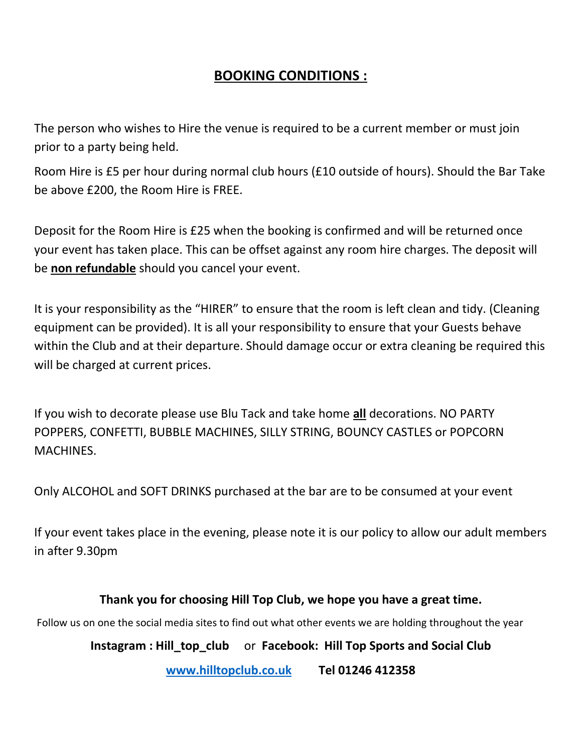# <u>**BOOKING CONDITIONS :**</u>

The person who wishes to Hire the venue is required to be a current member or must join prior to a party being held.

Room Hire is £5 per hour during normal club hours (£10 outside of hours). Should the Bar Take be above £200, the Room Hire is FREE.

Deposit for the Room Hire is £25 when the booking is confirmed and will be returned once your event has taken place. This can be offset against any room hire charges. The deposit will be <u>**non refundable**</u> should you cancel your event.

It is your responsibility as the "HIRER" to ensure that the room is left clean and tidy. (Cleaning equipment can be provided). It is all your responsibility to ensure that your Guests behave within the Club and at their departure. Should damage occur or extra cleaning be required this will be charged at current prices.

If you wish to decorate please use Blu Tack and take home <u>**all**</u> decorations. NO PARTY POPPERS, CONFETTI, BUBBLE MACHINES, SILLY STRING, BOUNCY CASTLES or POPCORN MACHINES.

Only ALCOHOL and SOFT DRINKS purchased at the bar are to be consumed at your event

If your event takes place in the evening, please note it is our policy to allow our adult members in after 9.30pm

**Thank you for choosing Hill Top Club, we hope you have a great time.**

Follow us on one the social media sites to find out what other events we are holding throughout the year

**Instagram : Hill_top_club** or **Facebook: Hill Top Sports and Social Club**

**www.hilltopclub.co.uk** **Tel 01246 412358**